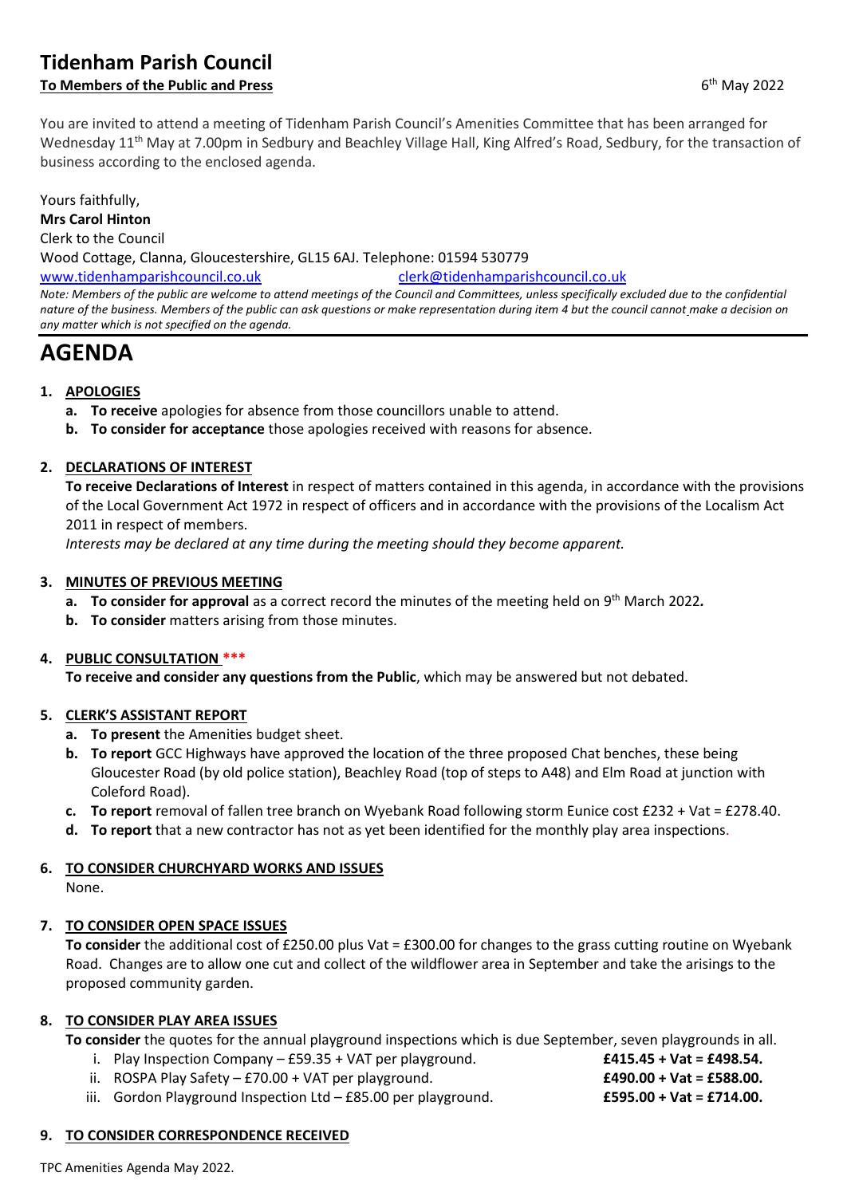# Tidenham Parish Council

**To Members of the Public and Press** 6th May 2022

You are invited to attend a meeting of Tidenham Parish Council's Amenities Committee that has been arranged for Wednesday 11th May at 7.00pm in Sedbury and Beachley Village Hall, King Alfred's Road, Sedbury, for the transaction of business according to the enclosed agenda.

Yours faithfully,
**Mrs Carol Hinton**
Clerk to the Council
Wood Cottage, Clanna, Gloucestershire, GL15 6AJ. Telephone: 01594 530779
www.tidenhamparishcouncil.co.uk clerk@tidenhamparishcouncil.co.uk

*Note: Members of the public are welcome to attend meetings of the Council and Committees, unless specifically excluded due to the confidential nature of the business. Members of the public can ask questions or make representation during item 4 but the council cannot make a decision on any matter which is not specified on the agenda.*

# AGENDA

1. **APOLOGIES**
   a. **To receive** apologies for absence from those councillors unable to attend.
   b. **To consider for acceptance** those apologies received with reasons for absence.

2. **DECLARATIONS OF INTEREST**
   **To receive Declarations of Interest** in respect of matters contained in this agenda, in accordance with the provisions of the Local Government Act 1972 in respect of officers and in accordance with the provisions of the Localism Act 2011 in respect of members.
   *Interests may be declared at any time during the meeting should they become apparent.*

3. **MINUTES OF PREVIOUS MEETING**
   a. **To consider for approval** as a correct record the minutes of the meeting held on 9th March 2022**.**
   b. **To consider** matters arising from those minutes.

4. **PUBLIC CONSULTATION** ***
   **To receive and consider any questions from the Public**, which may be answered but not debated.

5. **CLERK'S ASSISTANT REPORT**
   a. **To present** the Amenities budget sheet.
   b. **To report** GCC Highways have approved the location of the three proposed Chat benches, these being Gloucester Road (by old police station), Beachley Road (top of steps to A48) and Elm Road at junction with Coleford Road).
   c. **To report** removal of fallen tree branch on Wyebank Road following storm Eunice cost £232 + Vat = £278.40.
   d. **To report** that a new contractor has not as yet been identified for the monthly play area inspections.

6. **TO CONSIDER CHURCHYARD WORKS AND ISSUES**
   None.

7. **TO CONSIDER OPEN SPACE ISSUES**
   **To consider** the additional cost of £250.00 plus Vat = £300.00 for changes to the grass cutting routine on Wyebank Road. Changes are to allow one cut and collect of the wildflower area in September and take the arisings to the proposed community garden.

8. **TO CONSIDER PLAY AREA ISSUES**
   **To consider** the quotes for the annual playground inspections which is due September, seven playgrounds in all.
   i. Play Inspection Company – £59.35 + VAT per playground. **£415.45 + Vat = £498.54.**
   ii. ROSPA Play Safety – £70.00 + VAT per playground. **£490.00 + Vat = £588.00.**
   iii. Gordon Playground Inspection Ltd – £85.00 per playground. **£595.00 + Vat = £714.00.**

9. **TO CONSIDER CORRESPONDENCE RECEIVED**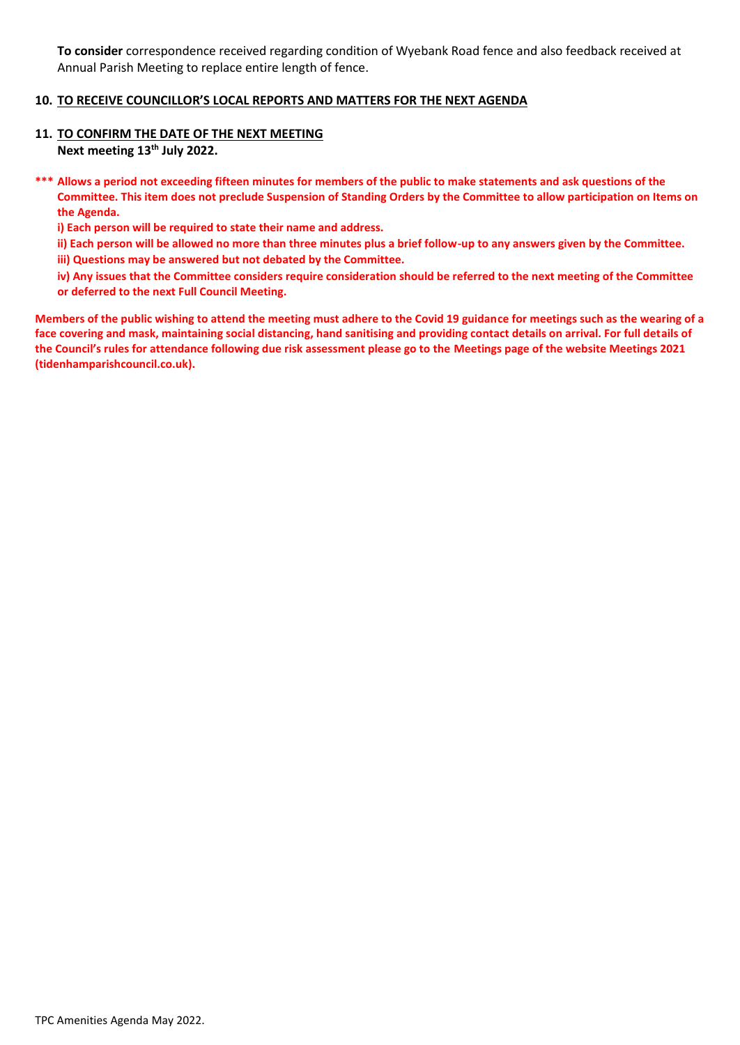**To consider** correspondence received regarding condition of Wyebank Road fence and also feedback received at Annual Parish Meeting to replace entire length of fence.

**10. TO RECEIVE COUNCILLOR'S LOCAL REPORTS AND MATTERS FOR THE NEXT AGENDA**

**11. TO CONFIRM THE DATE OF THE NEXT MEETING**
**Next meeting 13th July 2022.**

**\*\*\* Allows a period not exceeding fifteen minutes for members of the public to make statements and ask questions of the Committee. This item does not preclude Suspension of Standing Orders by the Committee to allow participation on Items on the Agenda.**

**i) Each person will be required to state their name and address.**

**ii) Each person will be allowed no more than three minutes plus a brief follow-up to any answers given by the Committee.**

**iii) Questions may be answered but not debated by the Committee.**

**iv) Any issues that the Committee considers require consideration should be referred to the next meeting of the Committee or deferred to the next Full Council Meeting.**

**Members of the public wishing to attend the meeting must adhere to the Covid 19 guidance for meetings such as the wearing of a face covering and mask, maintaining social distancing, hand sanitising and providing contact details on arrival. For full details of the Council's rules for attendance following due risk assessment please go to the Meetings page of the website Meetings 2021 (tidenhamparishcouncil.co.uk).**

TPC Amenities Agenda May 2022.